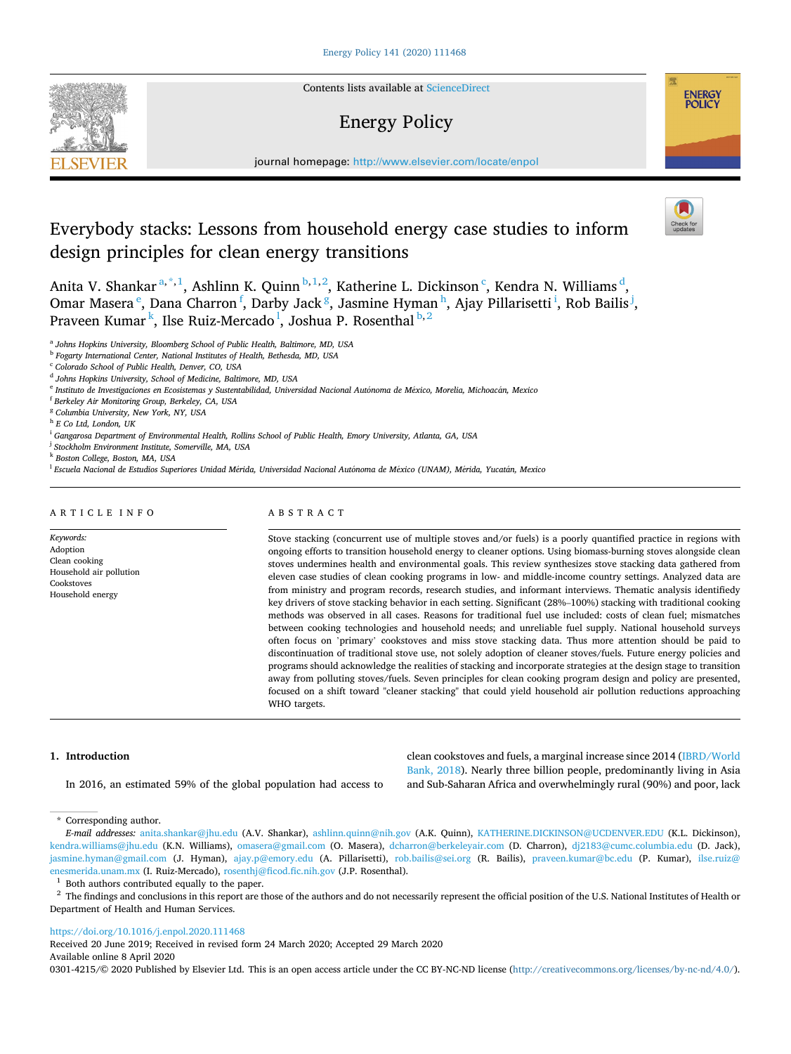# Everybody stacks: Lessons from household energy case studies to inform design principles for clean energy transitions

Anita V. Shankar [a,*,1], Ashlinn K. Quinn [b,1,2], Katherine L. Dickinson [c], Kendra N. Williams [d], Omar Masera [e], Dana Charron [f], Darby Jack [g], Jasmine Hyman [h], Ajay Pillarisetti [i], Rob Bailis [j], Praveen Kumar [k], Ilse Ruiz-Mercado [l], Joshua P. Rosenthal [b,2]

[a] Johns Hopkins University, Bloomberg School of Public Health, Baltimore, MD, USA
[b] Fogarty International Center, National Institutes of Health, Bethesda, MD, USA
[c] Colorado School of Public Health, Denver, CO, USA
[d] Johns Hopkins University, School of Medicine, Baltimore, MD, USA
[e] Instituto de Investigaciones en Ecosistemas y Sustentabilidad, Universidad Nacional Autónoma de México, Morelia, Michoacán, Mexico
[f] Berkeley Air Monitoring Group, Berkeley, CA, USA
[g] Columbia University, New York, NY, USA
[h] E Co Ltd, London, UK
[i] Gangarosa Department of Environmental Health, Rollins School of Public Health, Emory University, Atlanta, GA, USA
[j] Stockholm Environment Institute, Somerville, MA, USA
[k] Boston College, Boston, MA, USA
[l] Escuela Nacional de Estudios Superiores Unidad Mérida, Universidad Nacional Autónoma de México (UNAM), Mérida, Yucatán, Mexico

## ARTICLE INFO

*Keywords:*
Adoption
Clean cooking
Household air pollution
Cookstoves
Household energy

## ABSTRACT

Stove stacking (concurrent use of multiple stoves and/or fuels) is a poorly quantified practice in regions with ongoing efforts to transition household energy to cleaner options. Using biomass-burning stoves alongside clean stoves undermines health and environmental goals. This review synthesizes stove stacking data gathered from eleven case studies of clean cooking programs in low- and middle-income country settings. Analyzed data are from ministry and program records, research studies, and informant interviews. Thematic analysis identified key drivers of stove stacking behavior in each setting. Significant (28%–100%) stacking with traditional cooking methods was observed in all cases. Reasons for traditional fuel use included: costs of clean fuel; mismatches between cooking technologies and household needs; and unreliable fuel supply. National household surveys often focus on 'primary' cookstoves and miss stove stacking data. Thus more attention should be paid to discontinuation of traditional stove use, not solely adoption of cleaner stoves/fuels. Future energy policies and programs should acknowledge the realities of stacking and incorporate strategies at the design stage to transition away from polluting stoves/fuels. Seven principles for clean cooking program design and policy are presented, focused on a shift toward "cleaner stacking" that could yield household air pollution reductions approaching WHO targets.

## 1. Introduction

In 2016, an estimated 59% of the global population had access to clean cookstoves and fuels, a marginal increase since 2014 (IBRD/World Bank, 2018). Nearly three billion people, predominantly living in Asia and Sub-Saharan Africa and overwhelmingly rural (90%) and poor, lack

---

\* Corresponding author.
*E-mail addresses:* anita.shankar@jhu.edu (A.V. Shankar), ashlinn.quinn@nih.gov (A.K. Quinn), KATHERINE.DICKINSON@UCDENVER.EDU (K.L. Dickinson), kendra.williams@jhu.edu (K.N. Williams), omasera@gmail.com (O. Masera), dcharron@berkeleyair.com (D. Charron), dj2183@cumc.columbia.edu (D. Jack), jasmine.hyman@gmail.com (J. Hyman), ajay.p@emory.edu (A. Pillarisetti), rob.bailis@sei.org (R. Bailis), praveen.kumar@bc.edu (P. Kumar), ilse.ruiz@enesmerida.unam.mx (I. Ruiz-Mercado), rosenthj@ficod.fic.nih.gov (J.P. Rosenthal).

[1] Both authors contributed equally to the paper.

[2] The findings and conclusions in this report are those of the authors and do not necessarily represent the official position of the U.S. National Institutes of Health or Department of Health and Human Services.

https://doi.org/10.1016/j.enpol.2020.111468
Received 20 June 2019; Received in revised form 24 March 2020; Accepted 29 March 2020
Available online 8 April 2020
0301-4215/© 2020 Published by Elsevier Ltd. This is an open access article under the CC BY-NC-ND license (http://creativecommons.org/licenses/by-nc-nd/4.0/).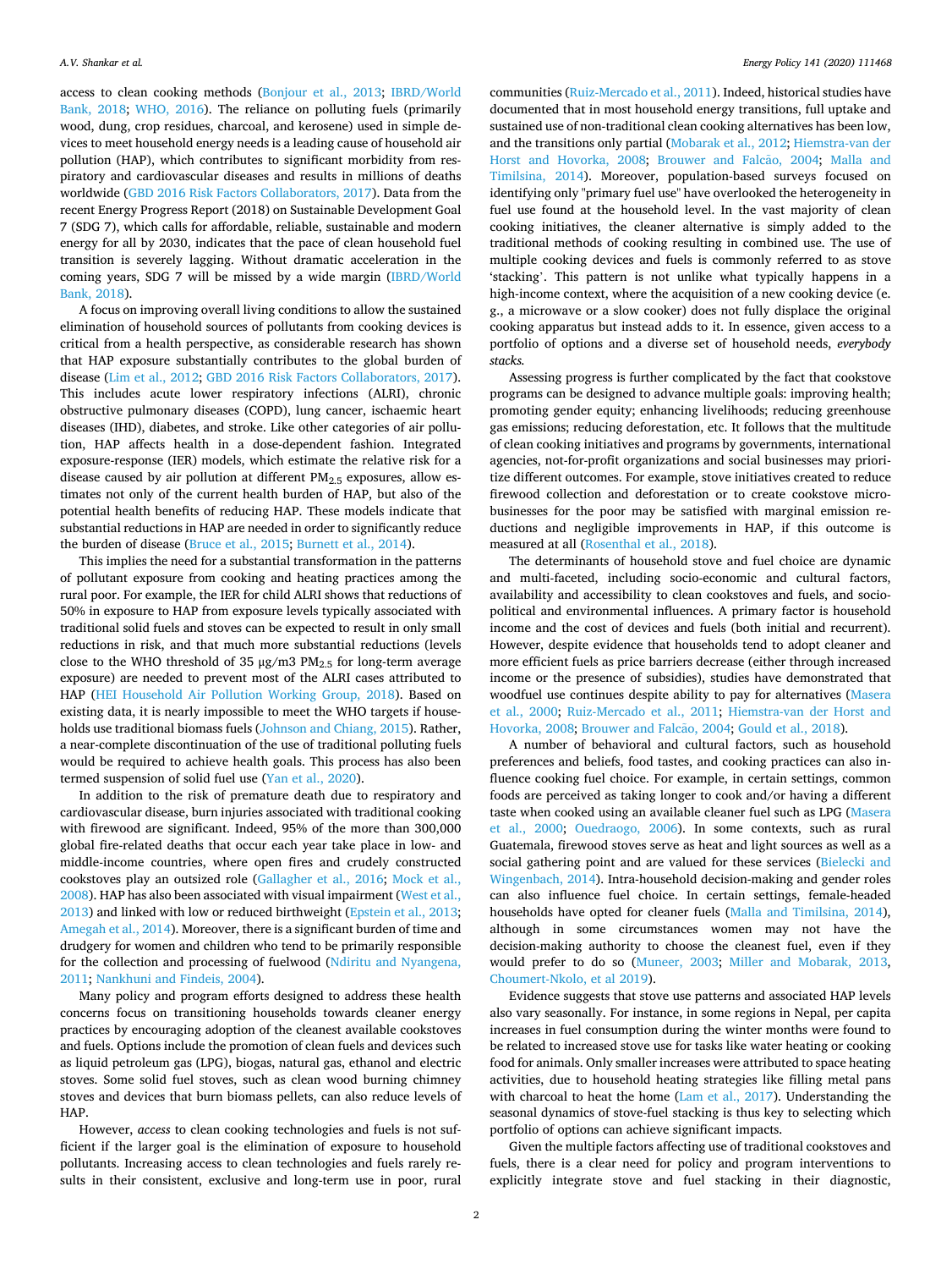access to clean cooking methods (Bonjour et al., 2013; IBRD/World Bank, 2018; WHO, 2016). The reliance on polluting fuels (primarily wood, dung, crop residues, charcoal, and kerosene) used in simple devices to meet household energy needs is a leading cause of household air pollution (HAP), which contributes to significant morbidity from respiratory and cardiovascular diseases and results in millions of deaths worldwide (GBD 2016 Risk Factors Collaborators, 2017). Data from the recent Energy Progress Report (2018) on Sustainable Development Goal 7 (SDG 7), which calls for affordable, reliable, sustainable and modern energy for all by 2030, indicates that the pace of clean household fuel transition is severely lagging. Without dramatic acceleration in the coming years, SDG 7 will be missed by a wide margin (IBRD/World Bank, 2018).

A focus on improving overall living conditions to allow the sustained elimination of household sources of pollutants from cooking devices is critical from a health perspective, as considerable research has shown that HAP exposure substantially contributes to the global burden of disease (Lim et al., 2012; GBD 2016 Risk Factors Collaborators, 2017). This includes acute lower respiratory infections (ALRI), chronic obstructive pulmonary diseases (COPD), lung cancer, ischaemic heart diseases (IHD), diabetes, and stroke. Like other categories of air pollution, HAP affects health in a dose-dependent fashion. Integrated exposure-response (IER) models, which estimate the relative risk for a disease caused by air pollution at different $PM_{2.5}$ exposures, allow estimates not only of the current health burden of HAP, but also of the potential health benefits of reducing HAP. These models indicate that substantial reductions in HAP are needed in order to significantly reduce the burden of disease (Bruce et al., 2015; Burnett et al., 2014).

This implies the need for a substantial transformation in the patterns of pollutant exposure from cooking and heating practices among the rural poor. For example, the IER for child ALRI shows that reductions of 50% in exposure to HAP from exposure levels typically associated with traditional solid fuels and stoves can be expected to result in only small reductions in risk, and that much more substantial reductions (levels close to the WHO threshold of 35 μg/m3 $PM_{2.5}$ for long-term average exposure) are needed to prevent most of the ALRI cases attributed to HAP (HEI Household Air Pollution Working Group, 2018). Based on existing data, it is nearly impossible to meet the WHO targets if households use traditional biomass fuels (Johnson and Chiang, 2015). Rather, a near-complete discontinuation of the use of traditional polluting fuels would be required to achieve health goals. This process has also been termed suspension of solid fuel use (Yan et al., 2020).

In addition to the risk of premature death due to respiratory and cardiovascular disease, burn injuries associated with traditional cooking with firewood are significant. Indeed, 95% of the more than 300,000 global fire-related deaths that occur each year take place in low- and middle-income countries, where open fires and crudely constructed cookstoves play an outsized role (Gallagher et al., 2016; Mock et al., 2008). HAP has also been associated with visual impairment (West et al., 2013) and linked with low or reduced birthweight (Epstein et al., 2013; Amegah et al., 2014). Moreover, there is a significant burden of time and drudgery for women and children who tend to be primarily responsible for the collection and processing of fuelwood (Ndiritu and Nyangena, 2011; Nankhuni and Findeis, 2004).

Many policy and program efforts designed to address these health concerns focus on transitioning households towards cleaner energy practices by encouraging adoption of the cleanest available cookstoves and fuels. Options include the promotion of clean fuels and devices such as liquid petroleum gas (LPG), biogas, natural gas, ethanol and electric stoves. Some solid fuel stoves, such as clean wood burning chimney stoves and devices that burn biomass pellets, can also reduce levels of HAP.

However, *access* to clean cooking technologies and fuels is not sufficient if the larger goal is the elimination of exposure to household pollutants. Increasing access to clean technologies and fuels rarely results in their consistent, exclusive and long-term use in poor, rural communities (Ruiz-Mercado et al., 2011). Indeed, historical studies have documented that in most household energy transitions, full uptake and sustained use of non-traditional clean cooking alternatives has been low, and the transitions only partial (Mobarak et al., 2012; Hiemstra-van der Horst and Hovorka, 2008; Brouwer and Falcão, 2004; Malla and Timilsina, 2014). Moreover, population-based surveys focused on identifying only "primary fuel use" have overlooked the heterogeneity in fuel use found at the household level. In the vast majority of clean cooking initiatives, the cleaner alternative is simply added to the traditional methods of cooking resulting in combined use. The use of multiple cooking devices and fuels is commonly referred to as stove 'stacking'. This pattern is not unlike what typically happens in a high-income context, where the acquisition of a new cooking device (e.g., a microwave or a slow cooker) does not fully displace the original cooking apparatus but instead adds to it. In essence, given access to a portfolio of options and a diverse set of household needs, *everybody stacks.*

Assessing progress is further complicated by the fact that cookstove programs can be designed to advance multiple goals: improving health; promoting gender equity; enhancing livelihoods; reducing greenhouse gas emissions; reducing deforestation, etc. It follows that the multitude of clean cooking initiatives and programs by governments, international agencies, not-for-profit organizations and social businesses may prioritize different outcomes. For example, stove initiatives created to reduce firewood collection and deforestation or to create cookstove micro-businesses for the poor may be satisfied with marginal emission reductions and negligible improvements in HAP, if this outcome is measured at all (Rosenthal et al., 2018).

The determinants of household stove and fuel choice are dynamic and multi-faceted, including socio-economic and cultural factors, availability and accessibility to clean cookstoves and fuels, and socio-political and environmental influences. A primary factor is household income and the cost of devices and fuels (both initial and recurrent). However, despite evidence that households tend to adopt cleaner and more efficient fuels as price barriers decrease (either through increased income or the presence of subsidies), studies have demonstrated that woodfuel use continues despite ability to pay for alternatives (Masera et al., 2000; Ruiz-Mercado et al., 2011; Hiemstra-van der Horst and Hovorka, 2008; Brouwer and Falcão, 2004; Gould et al., 2018).

A number of behavioral and cultural factors, such as household preferences and beliefs, food tastes, and cooking practices can also influence cooking fuel choice. For example, in certain settings, common foods are perceived as taking longer to cook and/or having a different taste when cooked using an available cleaner fuel such as LPG (Masera et al., 2000; Ouedraogo, 2006). In some contexts, such as rural Guatemala, firewood stoves serve as heat and light sources as well as a social gathering point and are valued for these services (Bielecki and Wingenbach, 2014). Intra-household decision-making and gender roles can also influence fuel choice. In certain settings, female-headed households have opted for cleaner fuels (Malla and Timilsina, 2014), although in some circumstances women may not have the decision-making authority to choose the cleanest fuel, even if they would prefer to do so (Muneer, 2003; Miller and Mobarak, 2013, Choumert-Nkolo, et al 2019).

Evidence suggests that stove use patterns and associated HAP levels also vary seasonally. For instance, in some regions in Nepal, per capita increases in fuel consumption during the winter months were found to be related to increased stove use for tasks like water heating or cooking food for animals. Only smaller increases were attributed to space heating activities, due to household heating strategies like filling metal pans with charcoal to heat the home (Lam et al., 2017). Understanding the seasonal dynamics of stove-fuel stacking is thus key to selecting which portfolio of options can achieve significant impacts.

Given the multiple factors affecting use of traditional cookstoves and fuels, there is a clear need for policy and program interventions to explicitly integrate stove and fuel stacking in their diagnostic,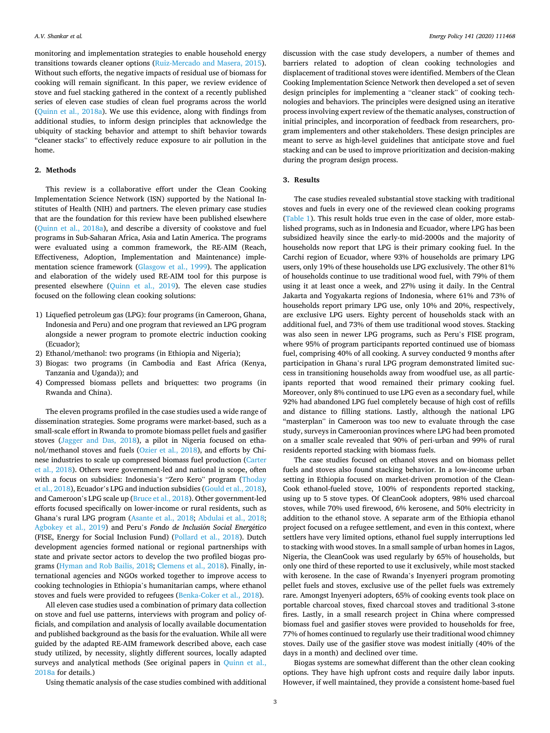monitoring and implementation strategies to enable household energy transitions towards cleaner options (Ruiz-Mercado and Masera, 2015). Without such efforts, the negative impacts of residual use of biomass for cooking will remain significant. In this paper, we review evidence of stove and fuel stacking gathered in the context of a recently published series of eleven case studies of clean fuel programs across the world (Quinn et al., 2018a). We use this evidence, along with findings from additional studies, to inform design principles that acknowledge the ubiquity of stacking behavior and attempt to shift behavior towards "cleaner stacks" to effectively reduce exposure to air pollution in the home.

## 2. Methods

This review is a collaborative effort under the Clean Cooking Implementation Science Network (ISN) supported by the National Institutes of Health (NIH) and partners. The eleven primary case studies that are the foundation for this review have been published elsewhere (Quinn et al., 2018a), and describe a diversity of cookstove and fuel programs in Sub-Saharan Africa, Asia and Latin America. The programs were evaluated using a common framework, the RE-AIM (Reach, Effectiveness, Adoption, Implementation and Maintenance) implementation science framework (Glasgow et al., 1999). The application and elaboration of the widely used RE-AIM tool for this purpose is presented elsewhere (Quinn et al., 2019). The eleven case studies focused on the following clean cooking solutions:

1) Liquefied petroleum gas (LPG): four programs (in Cameroon, Ghana, Indonesia and Peru) and one program that reviewed an LPG program alongside a newer program to promote electric induction cooking (Ecuador);
2) Ethanol/methanol: two programs (in Ethiopia and Nigeria);
3) Biogas: two programs (in Cambodia and East Africa (Kenya, Tanzania and Uganda)); and
4) Compressed biomass pellets and briquettes: two programs (in Rwanda and China).

The eleven programs profiled in the case studies used a wide range of dissemination strategies. Some programs were market-based, such as a small-scale effort in Rwanda to promote biomass pellet fuels and gasifier stoves (Jagger and Das, 2018), a pilot in Nigeria focused on ethanol/methanol stoves and fuels (Ozier et al., 2018), and efforts by Chinese industries to scale up compressed biomass fuel production (Carter et al., 2018). Others were government-led and national in scope, often with a focus on subsidies: Indonesia's "Zero Kero" program (Thoday et al., 2018), Ecuador's LPG and induction subsidies (Gould et al., 2018), and Cameroon's LPG scale up (Bruce et al., 2018). Other government-led efforts focused specifically on lower-income or rural residents, such as Ghana's rural LPG program (Asante et al., 2018; Abdulai et al., 2018; Agbokey et al., 2019) and Peru's *Fondo de Inclusión Social Energético* (FISE, Energy for Social Inclusion Fund) (Pollard et al., 2018). Dutch development agencies formed national or regional partnerships with state and private sector actors to develop the two profiled biogas programs (Hyman and Rob Bailis, 2018; Clemens et al., 2018). Finally, international agencies and NGOs worked together to improve access to cooking technologies in Ethiopia's humanitarian camps, where ethanol stoves and fuels were provided to refugees (Benka-Coker et al., 2018).

All eleven case studies used a combination of primary data collection on stove and fuel use patterns, interviews with program and policy officials, and compilation and analysis of locally available documentation and published background as the basis for the evaluation. While all were guided by the adapted RE-AIM framework described above, each case study utilized, by necessity, slightly different sources, locally adapted surveys and analytical methods (See original papers in Quinn et al., 2018a for details.)

Using thematic analysis of the case studies combined with additional discussion with the case study developers, a number of themes and barriers related to adoption of clean cooking technologies and displacement of traditional stoves were identified. Members of the Clean Cooking Implementation Science Network then developed a set of seven design principles for implementing a "cleaner stack" of cooking technologies and behaviors. The principles were designed using an iterative process involving expert review of the thematic analyses, construction of initial principles, and incorporation of feedback from researchers, program implementers and other stakeholders. These design principles are meant to serve as high-level guidelines that anticipate stove and fuel stacking and can be used to improve prioritization and decision-making during the program design process.

## 3. Results

The case studies revealed substantial stove stacking with traditional stoves and fuels in every one of the reviewed clean cooking programs (Table 1). This result holds true even in the case of older, more established programs, such as in Indonesia and Ecuador, where LPG has been subsidized heavily since the early-to mid-2000s and the majority of households now report that LPG is their primary cooking fuel. In the Carchi region of Ecuador, where 93% of households are primary LPG users, only 19% of these households use LPG exclusively. The other 81% of households continue to use traditional wood fuel, with 79% of them using it at least once a week, and 27% using it daily. In the Central Jakarta and Yogyakarta regions of Indonesia, where 61% and 73% of households report primary LPG use, only 10% and 20%, respectively, are exclusive LPG users. Eighty percent of households stack with an additional fuel, and 73% of them use traditional wood stoves. Stacking was also seen in newer LPG programs, such as Peru's FISE program, where 95% of program participants reported continued use of biomass fuel, comprising 40% of all cooking. A survey conducted 9 months after participation in Ghana's rural LPG program demonstrated limited success in transitioning households away from woodfuel use, as all participants reported that wood remained their primary cooking fuel. Moreover, only 8% continued to use LPG even as a secondary fuel, while 92% had abandoned LPG fuel completely because of high cost of refills and distance to filling stations. Lastly, although the national LPG "masterplan" in Cameroon was too new to evaluate through the case study, surveys in Cameroonian provinces where LPG had been promoted on a smaller scale revealed that 90% of peri-urban and 99% of rural residents reported stacking with biomass fuels.

The case studies focused on ethanol stoves and on biomass pellet fuels and stoves also found stacking behavior. In a low-income urban setting in Ethiopia focused on market-driven promotion of the CleanCook ethanol-fueled stove, 100% of respondents reported stacking, using up to 5 stove types. Of CleanCook adopters, 98% used charcoal stoves, while 70% used firewood, 6% kerosene, and 50% electricity in addition to the ethanol stove. A separate arm of the Ethiopia ethanol project focused on a refugee settlement, and even in this context, where settlers have very limited options, ethanol fuel supply interruptions led to stacking with wood stoves. In a small sample of urban homes in Lagos, Nigeria, the CleanCook was used regularly by 65% of households, but only one third of these reported to use it exclusively, while most stacked with kerosene. In the case of Rwanda's Inyenyeri program promoting pellet fuels and stoves, exclusive use of the pellet fuels was extremely rare. Amongst Inyenyeri adopters, 65% of cooking events took place on portable charcoal stoves, fixed charcoal stoves and traditional 3-stone fires. Lastly, in a small research project in China where compressed biomass fuel and gasifier stoves were provided to households for free, 77% of homes continued to regularly use their traditional wood chimney stoves. Daily use of the gasifier stove was modest initially (40% of the days in a month) and declined over time.

Biogas systems are somewhat different than the other clean cooking options. They have high upfront costs and require daily labor inputs. However, if well maintained, they provide a consistent home-based fuel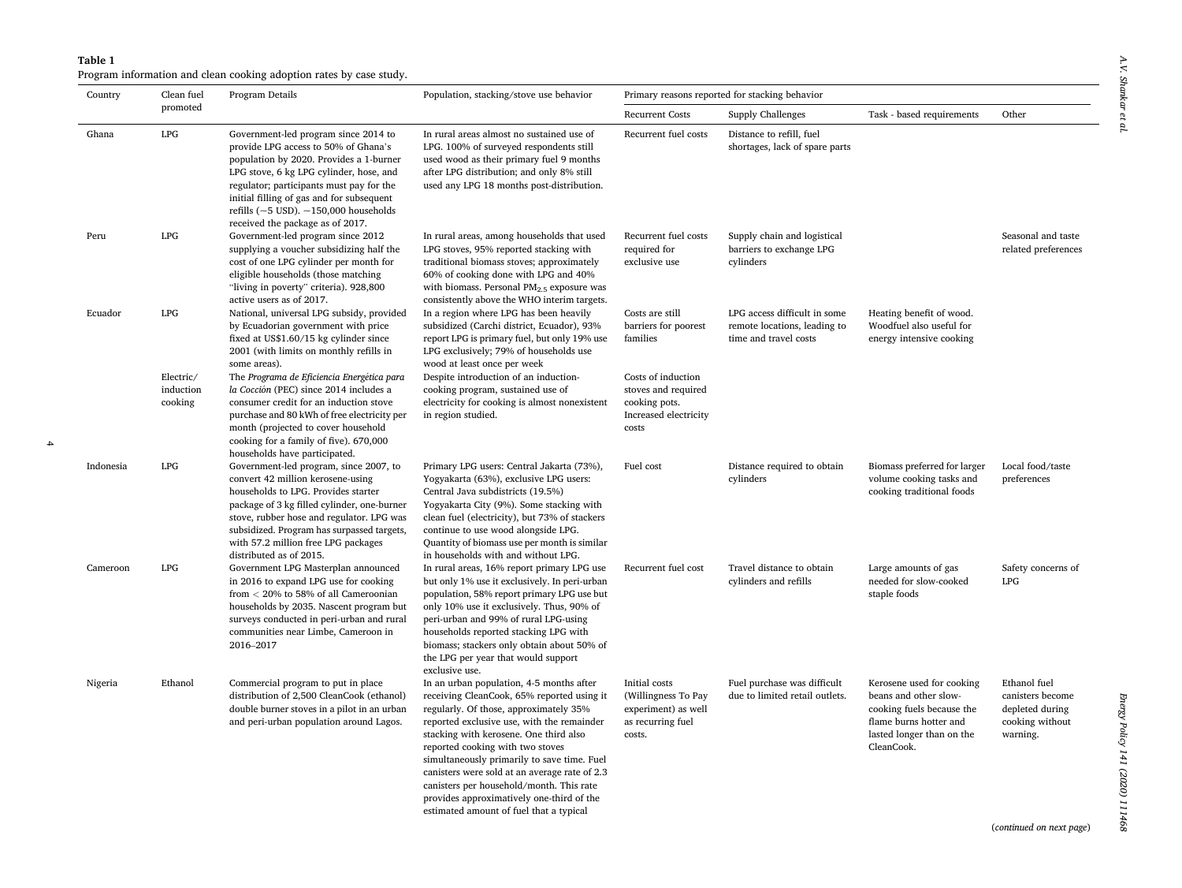**Table 1**
Program information and clean cooking adoption rates by case study.

| Country | Clean fuel promoted | Program Details | Population, stacking/stove use behavior | Primary reasons reported for stacking behavior | | | |
|---|---|---|---|---|---|---|---|
| | | | | Recurrent Costs | Supply Challenges | Task - based requirements | Other |
| Ghana | LPG | Government-led program since 2014 to provide LPG access to 50% of Ghana's population by 2020. Provides a 1-burner LPG stove, 6 kg LPG cylinder, hose, and regulator; participants must pay for the initial filling of gas and for subsequent refills (~5 USD). ~150,000 households received the package as of 2017. | In rural areas almost no sustained use of LPG. 100% of surveyed respondents still used wood as their primary fuel 9 months after LPG distribution; and only 8% still used any LPG 18 months post-distribution. | Recurrent fuel costs | Distance to refill, fuel shortages, lack of spare parts | | |
| Peru | LPG | Government-led program since 2012 supplying a voucher subsidizing half the cost of one LPG cylinder per month for eligible households (those matching "living in poverty" criteria). 928,800 active users as of 2017. | In rural areas, among households that used LPG stoves, 95% reported stacking with traditional biomass stoves; approximately 60% of cooking done with LPG and 40% with biomass. Personal $PM_{2.5}$ exposure was consistently above the WHO interim targets. | Recurrent fuel costs required for exclusive use | Supply chain and logistical barriers to exchange LPG cylinders | | Seasonal and taste related preferences |
| Ecuador | LPG | National, universal LPG subsidy, provided by Ecuadorian government with price fixed at US$1.60/15 kg cylinder since 2001 (with limits on monthly refills in some areas). | In a region where LPG has been heavily subsidized (Carchi district, Ecuador), 93% report LPG is primary fuel, but only 19% use LPG exclusively; 79% of households use wood at least once per week | Costs are still barriers for poorest families | LPG access difficult in some remote locations, leading to time and travel costs | Heating benefit of wood. Woodfuel also useful for energy intensive cooking | |
| | Electric/ induction cooking | The *Programa de Eficiencia Energética para la Cocción* (PEC) since 2014 includes a consumer credit for an induction stove purchase and 80 kWh of free electricity per month (projected to cover household cooking for a family of five). 670,000 households have participated. | Despite introduction of an induction-cooking program, sustained use of electricity for cooking is almost nonexistent in region studied. | Costs of induction stoves and required cooking pots. Increased electricity costs | | | |
| Indonesia | LPG | Government-led program, since 2007, to convert 42 million kerosene-using households to LPG. Provides starter package of 3 kg filled cylinder, one-burner stove, rubber hose and regulator. LPG was subsidized. Program has surpassed targets, with 57.2 million free LPG packages distributed as of 2015. | Primary LPG users: Central Jakarta (73%), Yogyakarta (63%), exclusive LPG users: Central Java subdistricts (19.5%) Yogyakarta City (9%). Some stacking with clean fuel (electricity), but 73% of stackers continue to use wood alongside LPG. Quantity of biomass use per month is similar in households with and without LPG. | Fuel cost | Distance required to obtain cylinders | Biomass preferred for larger volume cooking tasks and cooking traditional foods | Local food/taste preferences |
| Cameroon | LPG | Government LPG Masterplan announced in 2016 to expand LPG use for cooking from < 20% to 58% of all Cameroonian households by 2035. Nascent program but surveys conducted in peri-urban and rural communities near Limbe, Cameroon in 2016–2017 | In rural areas, 16% report primary LPG use but only 1% use it exclusively. In peri-urban population, 58% report primary LPG use but only 10% use it exclusively. Thus, 90% of peri-urban and 99% of rural LPG-using households reported stacking LPG with biomass; stackers only obtain about 50% of the LPG per year that would support exclusive use. | Recurrent fuel cost | Travel distance to obtain cylinders and refills | Large amounts of gas needed for slow-cooked staple foods | Safety concerns of LPG |
| Nigeria | Ethanol | Commercial program to put in place distribution of 2,500 CleanCook (ethanol) double burner stoves in a pilot in an urban and peri-urban population around Lagos. | In an urban population, 4-5 months after receiving CleanCook, 65% reported using it regularly. Of those, approximately 35% reported exclusive use, with the remainder stacking with kerosene. One third also reported cooking with two stoves simultaneously primarily to save time. Fuel canisters were sold at an average rate of 2.3 canisters per household/month. This rate provides approximatively one-third of the estimated amount of fuel that a typical | Initial costs (Willingness To Pay experiment) as well as recurring fuel costs. | Fuel purchase was difficult due to limited retail outlets. | Kerosene used for cooking beans and other slow-cooking fuels because the flame burns hotter and lasted longer than on the CleanCook. | Ethanol fuel canisters become depleted during cooking without warning. |

(*continued on next page*)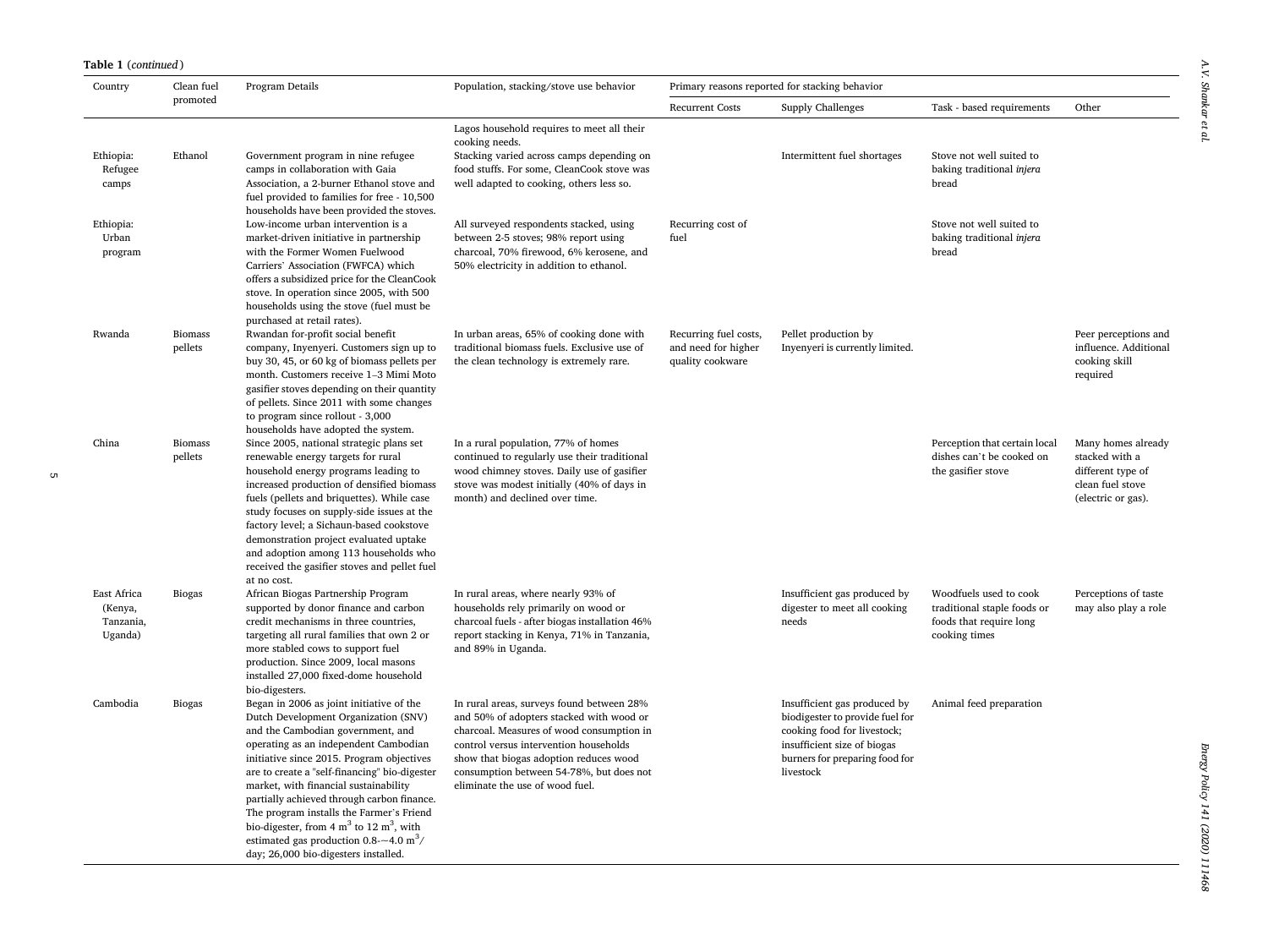**Table 1** (*continued*)

| Country | Clean fuel promoted | Program Details | Population, stacking/stove use behavior | Primary reasons reported for stacking behavior | | | |
|---|---|---|---|---|---|---|---|
| | | | | Recurrent Costs | Supply Challenges | Task - based requirements | Other |
| | | | Lagos household requires to meet all their cooking needs. | | | | |
| Ethiopia: Refugee camps | Ethanol | Government program in nine refugee camps in collaboration with Gaia Association, a 2-burner Ethanol stove and fuel provided to families for free - 10,500 households have been provided the stoves. | Stacking varied across camps depending on food stuffs. For some, CleanCook stove was well adapted to cooking, others less so. | | Intermittent fuel shortages | Stove not well suited to baking traditional *injera* bread | |
| Ethiopia: Urban program | | Low-income urban intervention is a market-driven initiative in partnership with the Former Women Fuelwood Carriers' Association (FWFCA) which offers a subsidized price for the CleanCook stove. In operation since 2005, with 500 households using the stove (fuel must be purchased at retail rates). | All surveyed respondents stacked, using between 2-5 stoves; 98% report using charcoal, 70% firewood, 6% kerosene, and 50% electricity in addition to ethanol. | Recurring cost of fuel | | Stove not well suited to baking traditional *injera* bread | |
| Rwanda | Biomass pellets | Rwandan for-profit social benefit company, Inyenyeri. Customers sign up to buy 30, 45, or 60 kg of biomass pellets per month. Customers receive 1–3 Mimi Moto gasifier stoves depending on their quantity of pellets. Since 2011 with some changes to program since rollout - 3,000 households have adopted the system. | In urban areas, 65% of cooking done with traditional biomass fuels. Exclusive use of the clean technology is extremely rare. | Recurring fuel costs, and need for higher quality cookware | Pellet production by Inyenyeri is currently limited. | | Peer perceptions and influence. Additional cooking skill required |
| China | Biomass pellets | Since 2005, national strategic plans set renewable energy targets for rural household energy programs leading to increased production of densified biomass fuels (pellets and briquettes). While case study focuses on supply-side issues at the factory level; a Sichaun-based cookstove demonstration project evaluated uptake and adoption among 113 households who received the gasifier stoves and pellet fuel at no cost. | In a rural population, 77% of homes continued to regularly use their traditional wood chimney stoves. Daily use of gasifier stove was modest initially (40% of days in month) and declined over time. | | | Perception that certain local dishes can't be cooked on the gasifier stove | Many homes already stacked with a different type of clean fuel stove (electric or gas). |
| East Africa (Kenya, Tanzania, Uganda) | Biogas | African Biogas Partnership Program supported by donor finance and carbon credit mechanisms in three countries, targeting all rural families that own 2 or more stabled cows to support fuel production. Since 2009, local masons installed 27,000 fixed-dome household bio-digesters. | In rural areas, where nearly 93% of households rely primarily on wood or charcoal fuels - after biogas installation 46% report stacking in Kenya, 71% in Tanzania, and 89% in Uganda. | | Insufficient gas produced by digester to meet all cooking needs | Woodfuels used to cook traditional staple foods or foods that require long cooking times | Perceptions of taste may also play a role |
| Cambodia | Biogas | Began in 2006 as joint initiative of the Dutch Development Organization (SNV) and the Cambodian government, and operating as an independent Cambodian initiative since 2015. Program objectives are to create a "self-financing" bio-digester market, with financial sustainability partially achieved through carbon finance. The program installs the Farmer's Friend bio-digester, from 4 $m^3$ to 12 $m^3$, with estimated gas production 0.8-~4.0 $m^3$/day; 26,000 bio-digesters installed. | In rural areas, surveys found between 28% and 50% of adopters stacked with wood or charcoal. Measures of wood consumption in control versus intervention households show that biogas adoption reduces wood consumption between 54-78%, but does not eliminate the use of wood fuel. | | Insufficient gas produced by biodigester to provide fuel for cooking food for livestock; insufficient size of biogas burners for preparing food for livestock | Animal feed preparation | |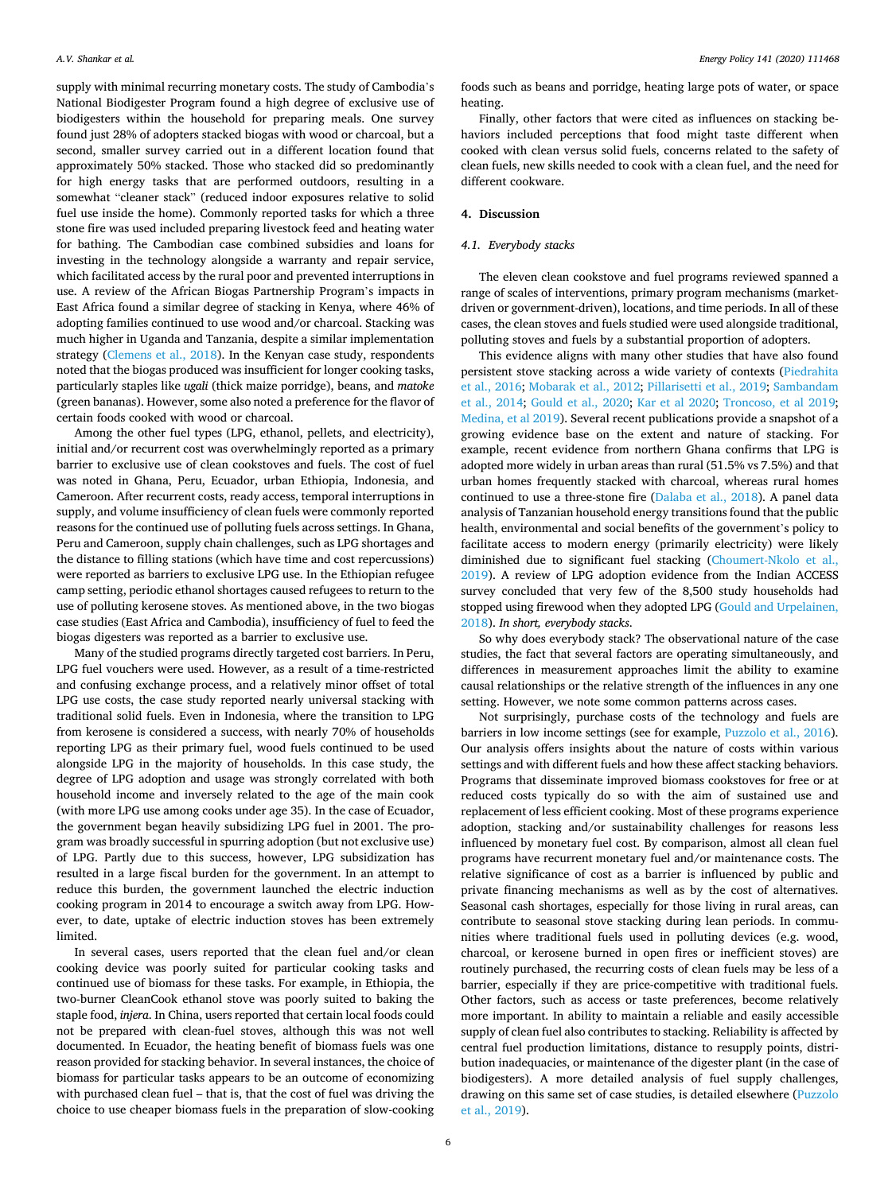supply with minimal recurring monetary costs. The study of Cambodia's National Biodigester Program found a high degree of exclusive use of biodigesters within the household for preparing meals. One survey found just 28% of adopters stacked biogas with wood or charcoal, but a second, smaller survey carried out in a different location found that approximately 50% stacked. Those who stacked did so predominantly for high energy tasks that are performed outdoors, resulting in a somewhat "cleaner stack" (reduced indoor exposures relative to solid fuel use inside the home). Commonly reported tasks for which a three stone fire was used included preparing livestock feed and heating water for bathing. The Cambodian case combined subsidies and loans for investing in the technology alongside a warranty and repair service, which facilitated access by the rural poor and prevented interruptions in use. A review of the African Biogas Partnership Program's impacts in East Africa found a similar degree of stacking in Kenya, where 46% of adopting families continued to use wood and/or charcoal. Stacking was much higher in Uganda and Tanzania, despite a similar implementation strategy (Clemens et al., 2018). In the Kenyan case study, respondents noted that the biogas produced was insufficient for longer cooking tasks, particularly staples like *ugali* (thick maize porridge), beans, and *matoke* (green bananas). However, some also noted a preference for the flavor of certain foods cooked with wood or charcoal.

Among the other fuel types (LPG, ethanol, pellets, and electricity), initial and/or recurrent cost was overwhelmingly reported as a primary barrier to exclusive use of clean cookstoves and fuels. The cost of fuel was noted in Ghana, Peru, Ecuador, urban Ethiopia, Indonesia, and Cameroon. After recurrent costs, ready access, temporal interruptions in supply, and volume insufficiency of clean fuels were commonly reported reasons for the continued use of polluting fuels across settings. In Ghana, Peru and Cameroon, supply chain challenges, such as LPG shortages and the distance to filling stations (which have time and cost repercussions) were reported as barriers to exclusive LPG use. In the Ethiopian refugee camp setting, periodic ethanol shortages caused refugees to return to the use of polluting kerosene stoves. As mentioned above, in the two biogas case studies (East Africa and Cambodia), insufficiency of fuel to feed the biogas digesters was reported as a barrier to exclusive use.

Many of the studied programs directly targeted cost barriers. In Peru, LPG fuel vouchers were used. However, as a result of a time-restricted and confusing exchange process, and a relatively minor offset of total LPG use costs, the case study reported nearly universal stacking with traditional solid fuels. Even in Indonesia, where the transition to LPG from kerosene is considered a success, with nearly 70% of households reporting LPG as their primary fuel, wood fuels continued to be used alongside LPG in the majority of households. In this case study, the degree of LPG adoption and usage was strongly correlated with both household income and inversely related to the age of the main cook (with more LPG use among cooks under age 35). In the case of Ecuador, the government began heavily subsidizing LPG fuel in 2001. The program was broadly successful in spurring adoption (but not exclusive use) of LPG. Partly due to this success, however, LPG subsidization has resulted in a large fiscal burden for the government. In an attempt to reduce this burden, the government launched the electric induction cooking program in 2014 to encourage a switch away from LPG. However, to date, uptake of electric induction stoves has been extremely limited.

In several cases, users reported that the clean fuel and/or clean cooking device was poorly suited for particular cooking tasks and continued use of biomass for these tasks. For example, in Ethiopia, the two-burner CleanCook ethanol stove was poorly suited to baking the staple food, *injera*. In China, users reported that certain local foods could not be prepared with clean-fuel stoves, although this was not well documented. In Ecuador, the heating benefit of biomass fuels was one reason provided for stacking behavior. In several instances, the choice of biomass for particular tasks appears to be an outcome of economizing with purchased clean fuel – that is, that the cost of fuel was driving the choice to use cheaper biomass fuels in the preparation of slow-cooking foods such as beans and porridge, heating large pots of water, or space heating.

Finally, other factors that were cited as influences on stacking behaviors included perceptions that food might taste different when cooked with clean versus solid fuels, concerns related to the safety of clean fuels, new skills needed to cook with a clean fuel, and the need for different cookware.

## 4. Discussion

### 4.1. Everybody stacks

The eleven clean cookstove and fuel programs reviewed spanned a range of scales of interventions, primary program mechanisms (market-driven or government-driven), locations, and time periods. In all of these cases, the clean stoves and fuels studied were used alongside traditional, polluting stoves and fuels by a substantial proportion of adopters.

This evidence aligns with many other studies that have also found persistent stove stacking across a wide variety of contexts (Piedrahita et al., 2016; Mobarak et al., 2012; Pillarisetti et al., 2019; Sambandam et al., 2014; Gould et al., 2020; Kar et al 2020; Troncoso, et al 2019; Medina, et al 2019). Several recent publications provide a snapshot of a growing evidence base on the extent and nature of stacking. For example, recent evidence from northern Ghana confirms that LPG is adopted more widely in urban areas than rural (51.5% vs 7.5%) and that urban homes frequently stacked with charcoal, whereas rural homes continued to use a three-stone fire (Dalaba et al., 2018). A panel data analysis of Tanzanian household energy transitions found that the public health, environmental and social benefits of the government's policy to facilitate access to modern energy (primarily electricity) were likely diminished due to significant fuel stacking (Choumert-Nkolo et al., 2019). A review of LPG adoption evidence from the Indian ACCESS survey concluded that very few of the 8,500 study households had stopped using firewood when they adopted LPG (Gould and Urpelainen, 2018). *In short, everybody stacks*.

So why does everybody stack? The observational nature of the case studies, the fact that several factors are operating simultaneously, and differences in measurement approaches limit the ability to examine causal relationships or the relative strength of the influences in any one setting. However, we note some common patterns across cases.

Not surprisingly, purchase costs of the technology and fuels are barriers in low income settings (see for example, Puzzolo et al., 2016). Our analysis offers insights about the nature of costs within various settings and with different fuels and how these affect stacking behaviors. Programs that disseminate improved biomass cookstoves for free or at reduced costs typically do so with the aim of sustained use and replacement of less efficient cooking. Most of these programs experience adoption, stacking and/or sustainability challenges for reasons less influenced by monetary fuel cost. By comparison, almost all clean fuel programs have recurrent monetary fuel and/or maintenance costs. The relative significance of cost as a barrier is influenced by public and private financing mechanisms as well as by the cost of alternatives. Seasonal cash shortages, especially for those living in rural areas, can contribute to seasonal stove stacking during lean periods. In communities where traditional fuels used in polluting devices (e.g. wood, charcoal, or kerosene burned in open fires or inefficient stoves) are routinely purchased, the recurring costs of clean fuels may be less of a barrier, especially if they are price-competitive with traditional fuels. Other factors, such as access or taste preferences, become relatively more important. In ability to maintain a reliable and easily accessible supply of clean fuel also contributes to stacking. Reliability is affected by central fuel production limitations, distance to resupply points, distribution inadequacies, or maintenance of the digester plant (in the case of biodigesters). A more detailed analysis of fuel supply challenges, drawing on this same set of case studies, is detailed elsewhere (Puzzolo et al., 2019).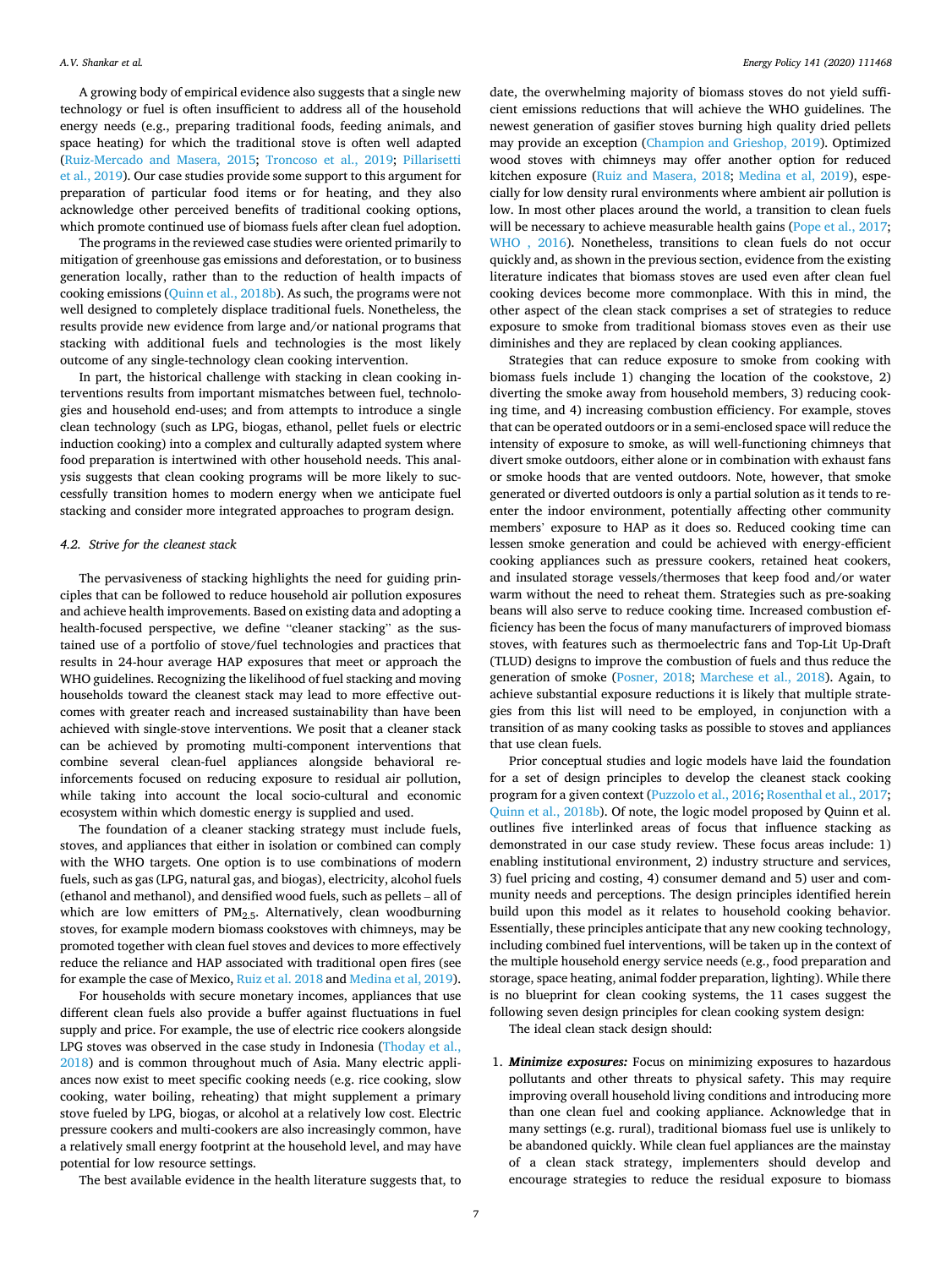A growing body of empirical evidence also suggests that a single new technology or fuel is often insufficient to address all of the household energy needs (e.g., preparing traditional foods, feeding animals, and space heating) for which the traditional stove is often well adapted (Ruiz-Mercado and Masera, 2015; Troncoso et al., 2019; Pillarisetti et al., 2019). Our case studies provide some support to this argument for preparation of particular food items or for heating, and they also acknowledge other perceived benefits of traditional cooking options, which promote continued use of biomass fuels after clean fuel adoption.

The programs in the reviewed case studies were oriented primarily to mitigation of greenhouse gas emissions and deforestation, or to business generation locally, rather than to the reduction of health impacts of cooking emissions (Quinn et al., 2018b). As such, the programs were not well designed to completely displace traditional fuels. Nonetheless, the results provide new evidence from large and/or national programs that stacking with additional fuels and technologies is the most likely outcome of any single-technology clean cooking intervention.

In part, the historical challenge with stacking in clean cooking interventions results from important mismatches between fuel, technologies and household end-uses; and from attempts to introduce a single clean technology (such as LPG, biogas, ethanol, pellet fuels or electric induction cooking) into a complex and culturally adapted system where food preparation is intertwined with other household needs. This analysis suggests that clean cooking programs will be more likely to successfully transition homes to modern energy when we anticipate fuel stacking and consider more integrated approaches to program design.

### 4.2. Strive for the cleanest stack

The pervasiveness of stacking highlights the need for guiding principles that can be followed to reduce household air pollution exposures and achieve health improvements. Based on existing data and adopting a health-focused perspective, we define "cleaner stacking" as the sustained use of a portfolio of stove/fuel technologies and practices that results in 24-hour average HAP exposures that meet or approach the WHO guidelines. Recognizing the likelihood of fuel stacking and moving households toward the cleanest stack may lead to more effective outcomes with greater reach and increased sustainability than have been achieved with single-stove interventions. We posit that a cleaner stack can be achieved by promoting multi-component interventions that combine several clean-fuel appliances alongside behavioral reinforcements focused on reducing exposure to residual air pollution, while taking into account the local socio-cultural and economic ecosystem within which domestic energy is supplied and used.

The foundation of a cleaner stacking strategy must include fuels, stoves, and appliances that either in isolation or combined can comply with the WHO targets. One option is to use combinations of modern fuels, such as gas (LPG, natural gas, and biogas), electricity, alcohol fuels (ethanol and methanol), and densified wood fuels, such as pellets – all of which are low emitters of $PM_{2.5}$. Alternatively, clean woodburning stoves, for example modern biomass cookstoves with chimneys, may be promoted together with clean fuel stoves and devices to more effectively reduce the reliance and HAP associated with traditional open fires (see for example the case of Mexico, Ruiz et al. 2018 and Medina et al, 2019).

For households with secure monetary incomes, appliances that use different clean fuels also provide a buffer against fluctuations in fuel supply and price. For example, the use of electric rice cookers alongside LPG stoves was observed in the case study in Indonesia (Thoday et al., 2018) and is common throughout much of Asia. Many electric appliances now exist to meet specific cooking needs (e.g. rice cooking, slow cooking, water boiling, reheating) that might supplement a primary stove fueled by LPG, biogas, or alcohol at a relatively low cost. Electric pressure cookers and multi-cookers are also increasingly common, have a relatively small energy footprint at the household level, and may have potential for low resource settings.

The best available evidence in the health literature suggests that, to date, the overwhelming majority of biomass stoves do not yield sufficient emissions reductions that will achieve the WHO guidelines. The newest generation of gasifier stoves burning high quality dried pellets may provide an exception (Champion and Grieshop, 2019). Optimized wood stoves with chimneys may offer another option for reduced kitchen exposure (Ruiz and Masera, 2018; Medina et al, 2019), especially for low density rural environments where ambient air pollution is low. In most other places around the world, a transition to clean fuels will be necessary to achieve measurable health gains (Pope et al., 2017; WHO , 2016). Nonetheless, transitions to clean fuels do not occur quickly and, as shown in the previous section, evidence from the existing literature indicates that biomass stoves are used even after clean fuel cooking devices become more commonplace. With this in mind, the other aspect of the clean stack comprises a set of strategies to reduce exposure to smoke from traditional biomass stoves even as their use diminishes and they are replaced by clean cooking appliances.

Strategies that can reduce exposure to smoke from cooking with biomass fuels include 1) changing the location of the cookstove, 2) diverting the smoke away from household members, 3) reducing cooking time, and 4) increasing combustion efficiency. For example, stoves that can be operated outdoors or in a semi-enclosed space will reduce the intensity of exposure to smoke, as will well-functioning chimneys that divert smoke outdoors, either alone or in combination with exhaust fans or smoke hoods that are vented outdoors. Note, however, that smoke generated or diverted outdoors is only a partial solution as it tends to re-enter the indoor environment, potentially affecting other community members' exposure to HAP as it does so. Reduced cooking time can lessen smoke generation and could be achieved with energy-efficient cooking appliances such as pressure cookers, retained heat cookers, and insulated storage vessels/thermoses that keep food and/or water warm without the need to reheat them. Strategies such as pre-soaking beans will also serve to reduce cooking time. Increased combustion efficiency has been the focus of many manufacturers of improved biomass stoves, with features such as thermoelectric fans and Top-Lit Up-Draft (TLUD) designs to improve the combustion of fuels and thus reduce the generation of smoke (Posner, 2018; Marchese et al., 2018). Again, to achieve substantial exposure reductions it is likely that multiple strategies from this list will need to be employed, in conjunction with a transition of as many cooking tasks as possible to stoves and appliances that use clean fuels.

Prior conceptual studies and logic models have laid the foundation for a set of design principles to develop the cleanest stack cooking program for a given context (Puzzolo et al., 2016; Rosenthal et al., 2017; Quinn et al., 2018b). Of note, the logic model proposed by Quinn et al. outlines five interlinked areas of focus that influence stacking as demonstrated in our case study review. These focus areas include: 1) enabling institutional environment, 2) industry structure and services, 3) fuel pricing and costing, 4) consumer demand and 5) user and community needs and perceptions. The design principles identified herein build upon this model as it relates to household cooking behavior. Essentially, these principles anticipate that any new cooking technology, including combined fuel interventions, will be taken up in the context of the multiple household energy service needs (e.g., food preparation and storage, space heating, animal fodder preparation, lighting). While there is no blueprint for clean cooking systems, the 11 cases suggest the following seven design principles for clean cooking system design:

The ideal clean stack design should:

1. ***Minimize exposures:*** Focus on minimizing exposures to hazardous pollutants and other threats to physical safety. This may require improving overall household living conditions and introducing more than one clean fuel and cooking appliance. Acknowledge that in many settings (e.g. rural), traditional biomass fuel use is unlikely to be abandoned quickly. While clean fuel appliances are the mainstay of a clean stack strategy, implementers should develop and encourage strategies to reduce the residual exposure to biomass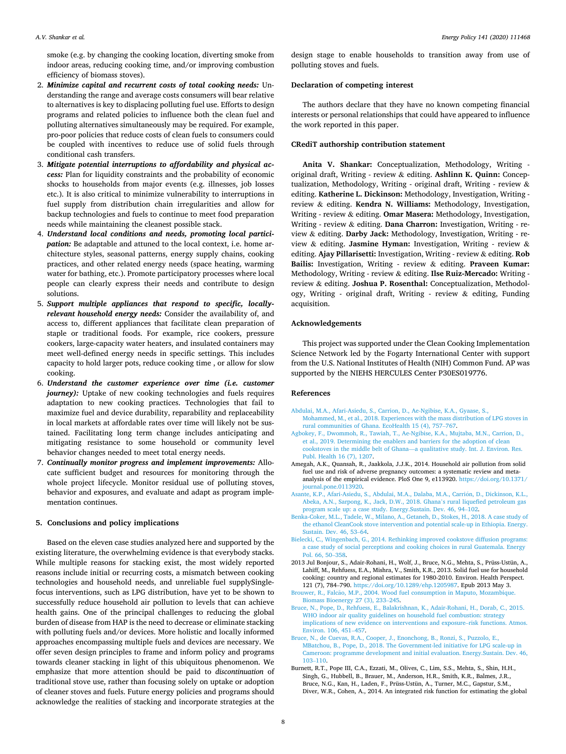smoke (e.g. by changing the cooking location, diverting smoke from indoor areas, reducing cooking time, and/or improving combustion efficiency of biomass stoves).

2. ***Minimize capital and recurrent costs of total cooking needs:*** Understanding the range and average costs consumers will bear relative to alternatives is key to displacing polluting fuel use. Efforts to design programs and related policies to influence both the clean fuel and polluting alternatives simultaneously may be required. For example, pro-poor policies that reduce costs of clean fuels to consumers could be coupled with incentives to reduce use of solid fuels through conditional cash transfers.
3. ***Mitigate potential interruptions to affordability and physical access:*** Plan for liquidity constraints and the probability of economic shocks to households from major events (e.g. illnesses, job losses etc.). It is also critical to minimize vulnerability to interruptions in fuel supply from distribution chain irregularities and allow for backup technologies and fuels to continue to meet food preparation needs while maintaining the cleanest possible stack.
4. ***Understand local conditions and needs, promoting local participation:*** Be adaptable and attuned to the local context, i.e. home architecture styles, seasonal patterns, energy supply chains, cooking practices, and other related energy needs (space heating, warming water for bathing, etc.). Promote participatory processes where local people can clearly express their needs and contribute to design solutions.
5. ***Support multiple appliances that respond to specific, locally-relevant household energy needs:*** Consider the availability of, and access to, different appliances that facilitate clean preparation of staple or traditional foods. For example, rice cookers, pressure cookers, large-capacity water heaters, and insulated containers may meet well-defined energy needs in specific settings. This includes capacity to hold larger pots, reduce cooking time , or allow for slow cooking.
6. ***Understand the customer experience over time (i.e. customer journey):*** Uptake of new cooking technologies and fuels requires adaptation to new cooking practices. Technologies that fail to maximize fuel and device durability, reparability and replaceability in local markets at affordable rates over time will likely not be sustained. Facilitating long term change includes anticipating and mitigating resistance to some household or community level behavior changes needed to meet total energy needs.
7. ***Continually monitor progress and implement improvements:*** Allocate sufficient budget and resources for monitoring through the whole project lifecycle. Monitor residual use of polluting stoves, behavior and exposures, and evaluate and adapt as program implementation continues.

## 5. Conclusions and policy implications

Based on the eleven case studies analyzed here and supported by the existing literature, the overwhelming evidence is that everybody stacks. While multiple reasons for stacking exist, the most widely reported reasons include initial or recurring costs, a mismatch between cooking technologies and household needs, and unreliable fuel supplySingle-focus interventions, such as LPG distribution, have yet to be shown to successfully reduce household air pollution to levels that can achieve health gains. One of the principal challenges to reducing the global burden of disease from HAP is the need to decrease or eliminate stacking with polluting fuels and/or devices. More holistic and locally informed approaches encompassing multiple fuels and devices are necessary. We offer seven design principles to frame and inform policy and programs towards cleaner stacking in light of this ubiquitous phenomenon. We emphasize that more attention should be paid to *discontinuation* of traditional stove use, rather than focusing solely on uptake or adoption of cleaner stoves and fuels. Future energy policies and programs should acknowledge the realities of stacking and incorporate strategies at the design stage to enable households to transition away from use of polluting stoves and fuels.

## Declaration of competing interest

The authors declare that they have no known competing financial interests or personal relationships that could have appeared to influence the work reported in this paper.

## CRediT authorship contribution statement

**Anita V. Shankar:** Conceptualization, Methodology, Writing - original draft, Writing - review & editing. **Ashlinn K. Quinn:** Conceptualization, Methodology, Writing - original draft, Writing - review & editing. **Katherine L. Dickinson:** Methodology, Investigation, Writing - review & editing. **Kendra N. Williams:** Methodology, Investigation, Writing - review & editing. **Omar Masera:** Methodology, Investigation, Writing - review & editing. **Dana Charron:** Investigation, Writing - review & editing. **Darby Jack:** Methodology, Investigation, Writing - review & editing. **Jasmine Hyman:** Investigation, Writing - review & editing. **Ajay Pillarisetti:** Investigation, Writing - review & editing. **Rob Bailis:** Investigation, Writing - review & editing. **Praveen Kumar:** Methodology, Writing - review & editing. **Ilse Ruiz-Mercado:** Writing - review & editing. **Joshua P. Rosenthal:** Conceptualization, Methodology, Writing - original draft, Writing - review & editing, Funding acquisition.

## Acknowledgements

This project was supported under the Clean Cooking Implementation Science Network led by the Fogarty International Center with support from the U.S. National Institutes of Health (NIH) Common Fund. AP was supported by the NIEHS HERCULES Center P30ES019776.

## References

Abdulai, M.A., Afari-Asiedu, S., Carrion, D., Ae-Ngibise, K.A., Gyaase, S., Mohammed, M., et al., 2018. Experiences with the mass distribution of LPG stoves in rural communities of Ghana. EcoHealth 15 (4), 757–767.

Agbokey, F., Dwommoh, R., Tawiah, T., Ae-Ngibise, K.A., Mujtaba, M.N., Carrion, D., et al., 2019. Determining the enablers and barriers for the adoption of clean cookstoves in the middle belt of Ghana—a qualitative study. Int. J. Environ. Res. Publ. Health 16 (7), 1207.

Amegah, A.K., Quansah, R., Jaakkola, J.J.K., 2014. Household air pollution from solid fuel use and risk of adverse pregnancy outcomes: a systematic review and meta-analysis of the empirical evidence. PloS One 9, e113920. https://doi.org/10.1371/journal.pone.0113920.

Asante, K.P., Afari-Asiedu, S., Abdulai, M.A., Dalaba, M.A., Carrión, D., Dickinson, K.L., Abeka, A.N., Sarpong, K., Jack, D.W., 2018. Ghana's rural liquefied petroleum gas program scale up: a case study. Energy.Sustain. Dev. 46, 94–102.

Benka-Coker, M.L., Tadele, W., Milano, A., Getaneh, D., Stokes, H., 2018. A case study of the ethanol CleanCook stove intervention and potential scale-up in Ethiopia. Energy. Sustain. Dev. 46, 53–64.

Bielecki, C., Wingenbach, G., 2014. Rethinking improved cookstove diffusion programs: a case study of social perceptions and cooking choices in rural Guatemala. Energy Pol. 66, 50–358.

2013 Jul Bonjour, S., Adair-Rohani, H., Wolf, J., Bruce, N.G., Mehta, S., Prüss-Ustün, A., Lahiff, M., Rehfuess, E.A., Mishra, V., Smith, K.R., 2013. Solid fuel use for household cooking: country and regional estimates for 1980-2010. Environ. Health Perspect. 121 (7), 784–790. https://doi.org/10.1289/ehp.1205987. Epub 2013 May 3.

Brouwer, R., Falcão, M.P., 2004. Wood fuel consumption in Maputo, Mozambique. Biomass Bioenergy 27 (3), 233–245.

Bruce, N., Pope, D., Rehfuess, E., Balakrishnan, K., Adair-Rohani, H., Dorab, C., 2015. WHO indoor air quality guidelines on household fuel combustion: strategy implications of new evidence on interventions and exposure–risk functions. Atmos. Environ. 106, 451–457.

Bruce, N., de Cuevas, R.A., Cooper, J., Enonchong, B., Ronzi, S., Puzzolo, E., MBatchou, B., Pope, D., 2018. The Government-led initiative for LPG scale-up in Cameroon: programme development and initial evaluation. Energy.Sustain. Dev. 46, 103–110.

Burnett, R.T., Pope III, C.A., Ezzati, M., Olives, C., Lim, S.S., Mehta, S., Shin, H.H., Singh, G., Hubbell, B., Brauer, M., Anderson, H.R., Smith, K.R., Balmes, J.R., Bruce, N.G., Kan, H., Laden, F., Prüss-Ustün, A., Turner, M.C., Gapstur, S.M., Diver, W.R., Cohen, A., 2014. An integrated risk function for estimating the global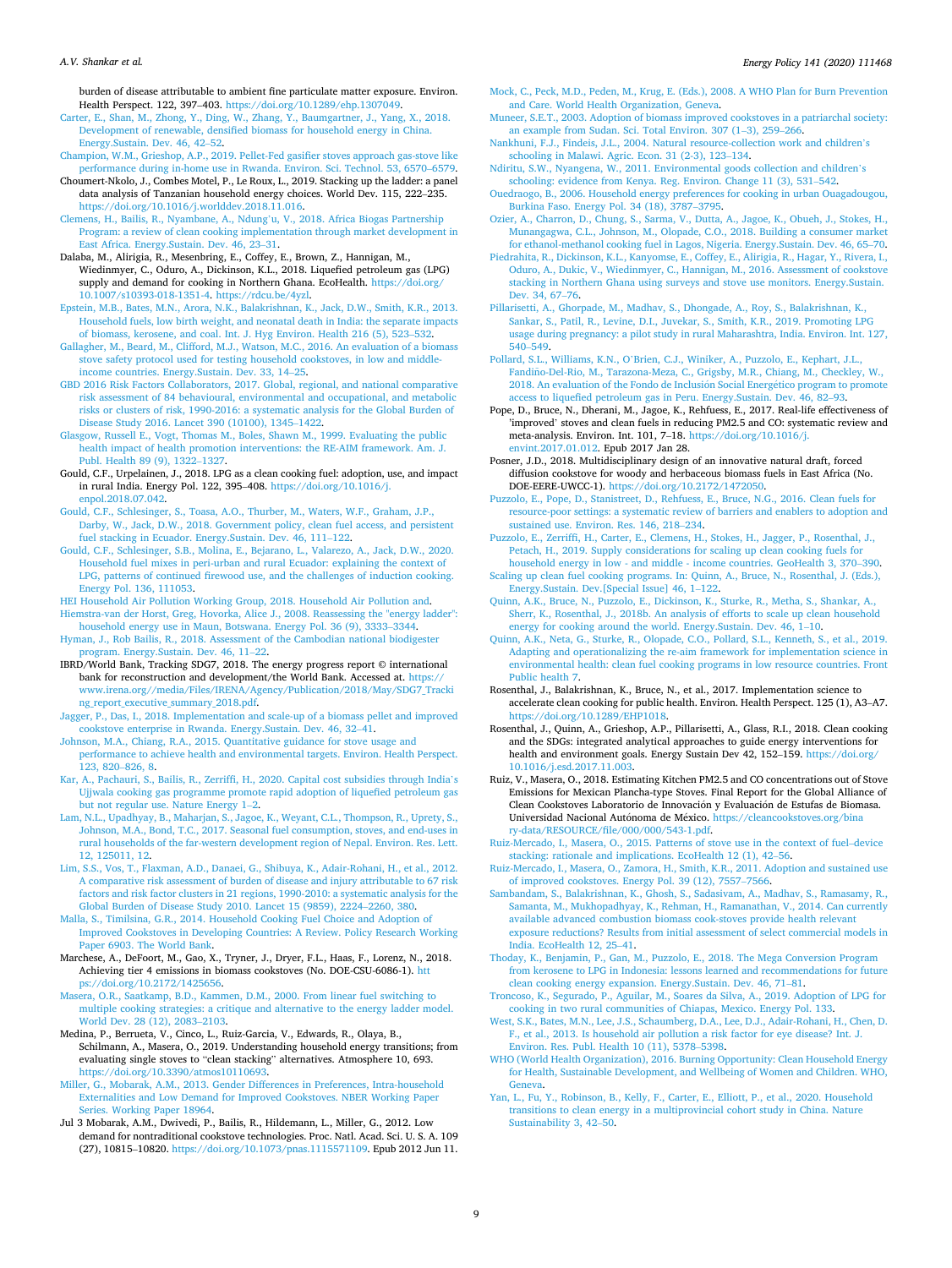burden of disease attributable to ambient fine particulate matter exposure. Environ. Health Perspect. 122, 397–403. https://doi.org/10.1289/ehp.1307049.

Carter, E., Shan, M., Zhong, Y., Ding, W., Zhang, Y., Baumgartner, J., Yang, X., 2018. Development of renewable, densified biomass for household energy in China. Energy.Sustain. Dev. 46, 42–52.

Champion, W.M., Grieshop, A.P., 2019. Pellet-Fed gasifier stoves approach gas-stove like performance during in-home use in Rwanda. Environ. Sci. Technol. 53, 6570–6579.

Choumert-Nkolo, J., Combes Motel, P., Le Roux, L., 2019. Stacking up the ladder: a panel data analysis of Tanzanian household energy choices. World Dev. 115, 222–235. https://doi.org/10.1016/j.worlddev.2018.11.016.

Clemens, H., Bailis, R., Nyambane, A., Ndung'u, V., 2018. Africa Biogas Partnership Program: a review of clean cooking implementation through market development in East Africa. Energy.Sustain. Dev. 46, 23–31.

Dalaba, M., Alirigia, R., Mesenbring, E., Coffey, E., Brown, Z., Hannigan, M., Wiedinmyer, C., Oduro, A., Dickinson, K.L., 2018. Liquefied petroleum gas (LPG) supply and demand for cooking in Northern Ghana. EcoHealth. https://doi.org/10.1007/s10393-018-1351-4. https://rdcu.be/4yzl.

Epstein, M.B., Bates, M.N., Arora, N.K., Balakrishnan, K., Jack, D.W., Smith, K.R., 2013. Household fuels, low birth weight, and neonatal death in India: the separate impacts of biomass, kerosene, and coal. Int. J. Hyg Environ. Health 216 (5), 523–532.

Gallagher, M., Beard, M., Clifford, M.J., Watson, M.C., 2016. An evaluation of a biomass stove safety protocol used for testing household cookstoves, in low and middle-income countries. Energy.Sustain. Dev. 33, 14–25.

GBD 2016 Risk Factors Collaborators, 2017. Global, regional, and national comparative risk assessment of 84 behavioural, environmental and occupational, and metabolic risks or clusters of risk, 1990-2016: a systematic analysis for the Global Burden of Disease Study 2016. Lancet 390 (10100), 1345–1422.

Glasgow, Russell E., Vogt, Thomas M., Boles, Shawn M., 1999. Evaluating the public health impact of health promotion interventions: the RE-AIM framework. Am. J. Publ. Health 89 (9), 1322–1327.

Gould, C.F., Urpelainen, J., 2018. LPG as a clean cooking fuel: adoption, use, and impact in rural India. Energy Pol. 122, 395–408. https://doi.org/10.1016/j.enpol.2018.07.042.

Gould, C.F., Schlesinger, S., Toasa, A.O., Thurber, M., Waters, W.F., Graham, J.P., Darby, W., Jack, D.W., 2018. Government policy, clean fuel access, and persistent fuel stacking in Ecuador. Energy.Sustain. Dev. 46, 111–122.

Gould, C.F., Schlesinger, S.B., Molina, E., Bejarano, L., Valarezo, A., Jack, D.W., 2020. Household fuel mixes in peri-urban and rural Ecuador: explaining the context of LPG, patterns of continued firewood use, and the challenges of induction cooking. Energy Pol. 136, 111053.

HEI Household Air Pollution Working Group, 2018. Household Air Pollution and.

Hiemstra-van der Horst, Greg, Hovorka, Alice J., 2008. Reassessing the "energy ladder": household energy use in Maun, Botswana. Energy Pol. 36 (9), 3333–3344.

Hyman, J., Rob Bailis, R., 2018. Assessment of the Cambodian national biodigester program. Energy.Sustain. Dev. 46, 11–22.

IBRD/World Bank, Tracking SDG7, 2018. The energy progress report © international bank for reconstruction and development/the World Bank. Accessed at. https://www.irena.org//media/Files/IRENA/Agency/Publication/2018/May/SDG7_Tracking_report_executive_summary_2018.pdf.

Jagger, P., Das, I., 2018. Implementation and scale-up of a biomass pellet and improved cookstove enterprise in Rwanda. Energy.Sustain. Dev. 46, 32–41.

Johnson, M.A., Chiang, R.A., 2015. Quantitative guidance for stove usage and performance to achieve health and environmental targets. Environ. Health Perspect. 123, 820–826, 8.

Kar, A., Pachauri, S., Bailis, R., Zerriffi, H., 2020. Capital cost subsidies through India's Ujjwala cooking gas programme promote rapid adoption of liquefied petroleum gas but not regular use. Nature Energy 1–2.

Lam, N.L., Upadhyay, B., Maharjan, S., Jagoe, K., Weyant, C.L., Thompson, R., Uprety, S., Johnson, M.A., Bond, T.C., 2017. Seasonal fuel consumption, stoves, and end-uses in rural households of the far-western development region of Nepal. Environ. Res. Lett. 12, 125011, 12.

Lim, S.S., Vos, T., Flaxman, A.D., Danaei, G., Shibuya, K., Adair-Rohani, H., et al., 2012. A comparative risk assessment of burden of disease and injury attributable to 67 risk factors and risk factor clusters in 21 regions, 1990-2010: a systematic analysis for the Global Burden of Disease Study 2010. Lancet 15 (9859), 2224–2260, 380.

Malla, S., Timilsina, G.R., 2014. Household Cooking Fuel Choice and Adoption of Improved Cookstoves in Developing Countries: A Review. Policy Research Working Paper 6903. The World Bank.

Marchese, A., DeFoort, M., Gao, X., Tryner, J., Dryer, F.L., Haas, F., Lorenz, N., 2018. Achieving tier 4 emissions in biomass cookstoves (No. DOE-CSU-6086-1). https://doi.org/10.2172/1425656.

Masera, O.R., Saatkamp, B.D., Kammen, D.M., 2000. From linear fuel switching to multiple cooking strategies: a critique and alternative to the energy ladder model. World Dev. 28 (12), 2083–2103.

Medina, P., Berrueta, V., Cinco, L., Ruiz-Garcia, V., Edwards, R., Olaya, B., Schilmann, A., Masera, O., 2019. Understanding household energy transitions; from evaluating single stoves to "clean stacking" alternatives. Atmosphere 10, 693. https://doi.org/10.3390/atmos10110693.

Miller, G., Mobarak, A.M., 2013. Gender Differences in Preferences, Intra-household Externalities and Low Demand for Improved Cookstoves. NBER Working Paper Series. Working Paper 18964.

Jul 3 Mobarak, A.M., Dwivedi, P., Bailis, R., Hildemann, L., Miller, G., 2012. Low demand for nontraditional cookstove technologies. Proc. Natl. Acad. Sci. U. S. A. 109 (27), 10815–10820. https://doi.org/10.1073/pnas.1115571109. Epub 2012 Jun 11.

Mock, C., Peck, M.D., Peden, M., Krug, E. (Eds.), 2008. A WHO Plan for Burn Prevention and Care. World Health Organization, Geneva.

Muneer, S.E.T., 2003. Adoption of biomass improved cookstoves in a patriarchal society: an example from Sudan. Sci. Total Environ. 307 (1–3), 259–266.

Nankhuni, F.J., Findeis, J.L., 2004. Natural resource-collection work and children's schooling in Malawi. Agric. Econ. 31 (2-3), 123–134.

Ndiritu, S.W., Nyangena, W., 2011. Environmental goods collection and children's schooling: evidence from Kenya. Reg. Environ. Change 11 (3), 531–542.

Ouedraogo, B., 2006. Household energy preferences for cooking in urban Ouagadougou, Burkina Faso. Energy Pol. 34 (18), 3787–3795.

Ozier, A., Charron, D., Chung, S., Sarma, V., Dutta, A., Jagoe, K., Obueh, J., Stokes, H., Munangagwa, C.L., Johnson, M., Olopade, C.O., 2018. Building a consumer market for ethanol-methanol cooking fuel in Lagos, Nigeria. Energy.Sustain. Dev. 46, 65–70.

Piedrahita, R., Dickinson, K.L., Kanyomse, E., Coffey, E., Alirigia, R., Hagar, Y., Rivera, I., Oduro, A., Dukic, V., Wiedinmyer, C., Hannigan, M., 2016. Assessment of cookstove stacking in Northern Ghana using surveys and stove use monitors. Energy.Sustain. Dev. 34, 67–76.

Pillarisetti, A., Ghorpade, M., Madhav, S., Dhongade, A., Roy, S., Balakrishnan, K., Sankar, S., Patil, R., Levine, D.I., Juvekar, S., Smith, K.R., 2019. Promoting LPG usage during pregnancy: a pilot study in rural Maharashtra, India. Environ. Int. 127, 540–549.

Pollard, S.L., Williams, K.N., O'Brien, C.J., Winiker, A., Puzzolo, E., Kephart, J.L., Fandiño-Del-Rio, M., Tarazona-Meza, C., Grigsby, M.R., Chiang, M., Checkley, W., 2018. An evaluation of the Fondo de Inclusión Social Energético program to promote access to liquefied petroleum gas in Peru. Energy.Sustain. Dev. 46, 82–93.

Pope, D., Bruce, N., Dherani, M., Jagoe, K., Rehfuess, E., 2017. Real-life effectiveness of 'improved' stoves and clean fuels in reducing PM2.5 and CO: systematic review and meta-analysis. Environ. Int. 101, 7–18. https://doi.org/10.1016/j.envint.2017.01.012. Epub 2017 Jan 28.

Posner, J.D., 2018. Multidisciplinary design of an innovative natural draft, forced diffusion cookstove for woody and herbaceous biomass fuels in East Africa (No. DOE-EERE-UWCC-1). https://doi.org/10.2172/1472050.

Puzzolo, E., Pope, D., Stanistreet, D., Rehfuess, E., Bruce, N.G., 2016. Clean fuels for resource-poor settings: a systematic review of barriers and enablers to adoption and sustained use. Environ. Res. 146, 218–234.

Puzzolo, E., Zerriffi, H., Carter, E., Clemens, H., Stokes, H., Jagger, P., Rosenthal, J., Petach, H., 2019. Supply considerations for scaling up clean cooking fuels for household energy in low - and middle - income countries. GeoHealth 3, 370–390.

Scaling up clean fuel cooking programs. In: Quinn, A., Bruce, N., Rosenthal, J. (Eds.), Energy.Sustain. Dev.[Special Issue] 46, 1–122.

Quinn, A.K., Bruce, N., Puzzolo, E., Dickinson, K., Sturke, R., Metha, S., Shankar, A., Sherr, K., Rosenthal, J., 2018b. An analysis of efforts to scale up clean household energy for cooking around the world. Energy.Sustain. Dev. 46, 1–10.

Quinn, A.K., Neta, G., Sturke, R., Olopade, C.O., Pollard, S.L., Kenneth, S., et al., 2019. Adapting and operationalizing the re-aim framework for implementation science in environmental health: clean fuel cooking programs in low resource countries. Front Public health 7.

Rosenthal, J., Balakrishnan, K., Bruce, N., et al., 2017. Implementation science to accelerate clean cooking for public health. Environ. Health Perspect. 125 (1), A3–A7. https://doi.org/10.1289/EHP1018.

Rosenthal, J., Quinn, A., Grieshop, A.P., Pillarisetti, A., Glass, R.I., 2018. Clean cooking and the SDGs: integrated analytical approaches to guide energy interventions for health and environment goals. Energy Sustain Dev 42, 152–159. https://doi.org/10.1016/j.esd.2017.11.003.

Ruiz, V., Masera, O., 2018. Estimating Kitchen PM2.5 and CO concentrations out of Stove Emissions for Mexican Plancha-type Stoves. Final Report for the Global Alliance of Clean Cookstoves Laboratorio de Innovación y Evaluación de Estufas de Biomasa. Universidad Nacional Autónoma de México. https://cleancookstoves.org/binary-data/RESOURCE/file/000/000/543-1.pdf.

Ruiz-Mercado, I., Masera, O., 2015. Patterns of stove use in the context of fuel–device stacking: rationale and implications. EcoHealth 12 (1), 42–56.

Ruiz-Mercado, I., Masera, O., Zamora, H., Smith, K.R., 2011. Adoption and sustained use of improved cookstoves. Energy Pol. 39 (12), 7557–7566.

Sambandam, S., Balakrishnan, K., Ghosh, S., Sadasivam, A., Madhav, S., Ramasamy, R., Samanta, M., Mukhopadhyay, K., Rehman, H., Ramanathan, V., 2014. Can currently available advanced combustion biomass cook-stoves provide health relevant exposure reductions? Results from initial assessment of select commercial models in India. EcoHealth 12, 25–41.

Thoday, K., Benjamin, P., Gan, M., Puzzolo, E., 2018. The Mega Conversion Program from kerosene to LPG in Indonesia: lessons learned and recommendations for future clean cooking energy expansion. Energy.Sustain. Dev. 46, 71–81.

Troncoso, K., Segurado, P., Aguilar, M., Soares da Silva, A., 2019. Adoption of LPG for cooking in two rural communities of Chiapas, Mexico. Energy Pol. 133.

West, S.K., Bates, M.N., Lee, J.S., Schaumberg, D.A., Lee, D.J., Adair-Rohani, H., Chen, D. F., et al., 2013. Is household air pollution a risk factor for eye disease? Int. J. Environ. Res. Publ. Health 10 (11), 5378–5398.

WHO (World Health Organization), 2016. Burning Opportunity: Clean Household Energy for Health, Sustainable Development, and Wellbeing of Women and Children. WHO, Geneva.

Yan, L., Fu, Y., Robinson, B., Kelly, F., Carter, E., Elliott, P., et al., 2020. Household transitions to clean energy in a multiprovincial cohort study in China. Nature Sustainability 3, 42–50.